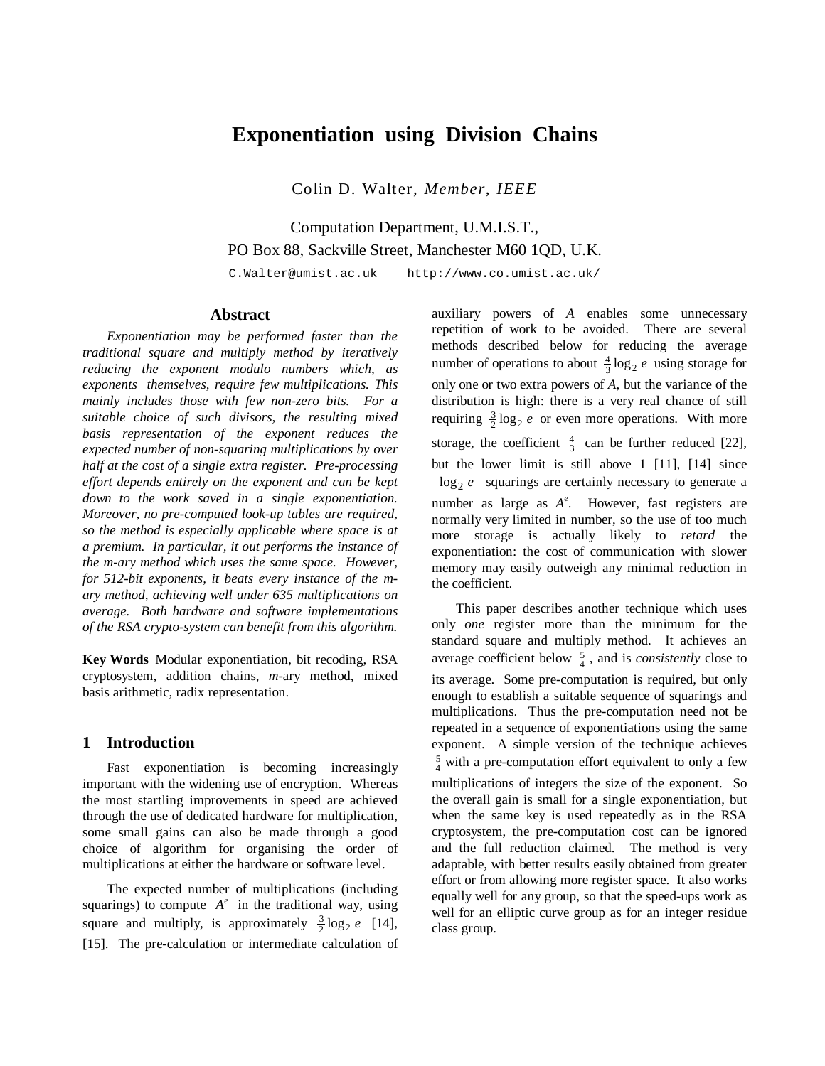# Exponentiation using Division Chains

Colin D. Walter, *Member, IEEE*

Computation Department, U.M.I.S.T.,
PO Box 88, Sackville Street, Manchester M60 1QD, U.K.
C.Walter@umist.ac.uk http://www.co.umist.ac.uk/

## Abstract

*Exponentiation may be performed faster than the traditional square and multiply method by iteratively reducing the exponent modulo numbers which, as exponents themselves, require few multiplications. This mainly includes those with few non-zero bits. For a suitable choice of such divisors, the resulting mixed basis representation of the exponent reduces the expected number of non-squaring multiplications by over half at the cost of a single extra register. Pre-processing effort depends entirely on the exponent and can be kept down to the work saved in a single exponentiation. Moreover, no pre-computed look-up tables are required, so the method is especially applicable where space is at a premium. In particular, it out performs the instance of the m-ary method which uses the same space. However, for 512-bit exponents, it beats every instance of the m-ary method, achieving well under 635 multiplications on average. Both hardware and software implementations of the RSA crypto-system can benefit from this algorithm.*

**Key Words** Modular exponentiation, bit recoding, RSA cryptosystem, addition chains, *m*-ary method, mixed basis arithmetic, radix representation.

## 1 Introduction

Fast exponentiation is becoming increasingly important with the widening use of encryption. Whereas the most startling improvements in speed are achieved through the use of dedicated hardware for multiplication, some small gains can also be made through a good choice of algorithm for organising the order of multiplications at either the hardware or software level.

The expected number of multiplications (including squarings) to compute $A^e$ in the traditional way, using square and multiply, is approximately $\frac{3}{2}\log_2 e$ [14], [15]. The pre-calculation or intermediate calculation of auxiliary powers of $A$ enables some unnecessary repetition of work to be avoided. There are several methods described below for reducing the average number of operations to about $\frac{4}{3}\log_2 e$ using storage for only one or two extra powers of $A$, but the variance of the distribution is high: there is a very real chance of still requiring $\frac{3}{2}\log_2 e$ or even more operations. With more storage, the coefficient $\frac{4}{3}$ can be further reduced [22], but the lower limit is still above 1 [11], [14] since $\log_2 e$ squarings are certainly necessary to generate a number as large as $A^e$. However, fast registers are normally very limited in number, so the use of too much more storage is actually likely to *retard* the exponentiation: the cost of communication with slower memory may easily outweigh any minimal reduction in the coefficient.

This paper describes another technique which uses only *one* register more than the minimum for the standard square and multiply method. It achieves an average coefficient below $\frac{5}{4}$, and is *consistently* close to its average. Some pre-computation is required, but only enough to establish a suitable sequence of squarings and multiplications. Thus the pre-computation need not be repeated in a sequence of exponentiations using the same exponent. A simple version of the technique achieves $\frac{5}{4}$ with a pre-computation effort equivalent to only a few multiplications of integers the size of the exponent. So the overall gain is small for a single exponentiation, but when the same key is used repeatedly as in the RSA cryptosystem, the pre-computation cost can be ignored and the full reduction claimed. The method is very adaptable, with better results easily obtained from greater effort or from allowing more register space. It also works equally well for any group, so that the speed-ups work as well for an elliptic curve group as for an integer residue class group.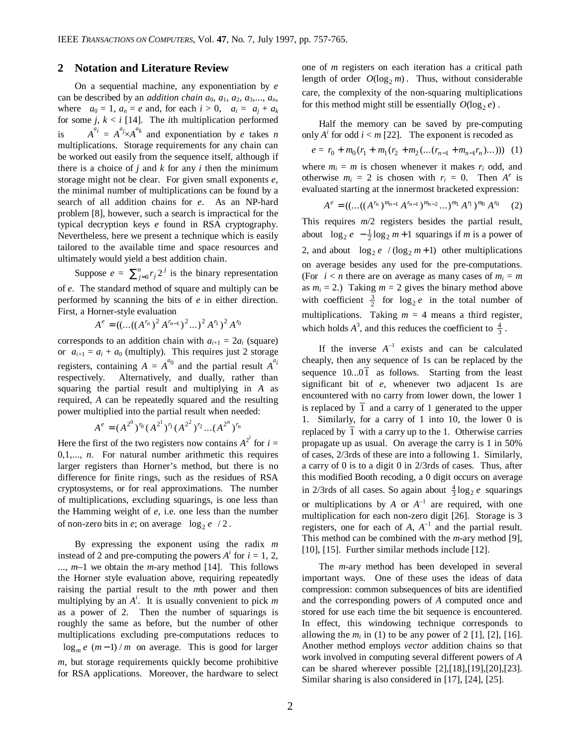## 2 Notation and Literature Review

On a sequential machine, any exponentiation by $e$ can be described by an *addition chain* $a_0, a_1, a_2, a_3, ..., a_n$, where $a_0 = 1$, $a_n = e$ and, for each $i > 0$, $a_i = a_j + a_k$ for some $j, k < i$ [14]. The $i$th multiplication performed is $A^{a_i} = A^{a_j} \times A^{a_k}$ and exponentiation by $e$ takes $n$ multiplications. Storage requirements for any chain can be worked out easily from the sequence itself, although if there is a choice of $j$ and $k$ for any $i$ then the minimum storage might not be clear. For given small exponents $e$, the minimal number of multiplications can be found by a search of all addition chains for $e$. As an NP-hard problem [8], however, such a search is impractical for the typical decryption keys $e$ found in RSA cryptography. Nevertheless, here we present a technique which is easily tailored to the available time and space resources and ultimately would yield a best addition chain.

Suppose $e = \sum_{j=0}^{n} r_j 2^j$ is the binary representation of $e$. The standard method of square and multiply can be performed by scanning the bits of $e$ in either direction. First, a Horner-style evaluation

$$A^e = ((...((A^{r_n})^2 A^{r_{n-1}})^2 ...)^2 A^{r_1})^2 A^{r_0}$$

corresponds to an addition chain with $a_{i+1} = 2a_i$ (square) or $a_{i+1} = a_i + a_0$ (multiply). This requires just 2 storage registers, containing $A = A^{a_0}$ and the partial result $A^{a_i}$ respectively. Alternatively, and dually, rather than squaring the partial result and multiplying in $A$ as required, $A$ can be repeatedly squared and the resulting power multiplied into the partial result when needed:

$$A^e = (A^{2^0})^{r_0} (A^{2^1})^{r_1} (A^{2^2})^{r_2} ... (A^{2^n})^{r_n}$$

Here the first of the two registers now contains $A^{2^i}$ for $i = 0,1,..., n$. For natural number arithmetic this requires larger registers than Horner's method, but there is no difference for finite rings, such as the residues of RSA cryptosystems, or for real approximations. The number of multiplications, excluding squarings, is one less than the Hamming weight of $e$, i.e. one less than the number of non-zero bits in $e$; on average $\log_2 e\ / 2$.

By expressing the exponent using the radix $m$ instead of 2 and pre-computing the powers $A^i$ for $i = 1, 2, ..., m–1$ we obtain the $m$-ary method [14]. This follows the Horner style evaluation above, requiring repeatedly raising the partial result to the $m$th power and then multiplying by an $A^i$. It is usually convenient to pick $m$ as a power of 2. Then the number of squarings is roughly the same as before, but the number of other multiplications excluding pre-computations reduces to $\log_m e\ (m-1)/m$ on average. This is good for larger $m$, but storage requirements quickly become prohibitive for RSA applications. Moreover, the hardware to select one of $m$ registers on each iteration has a critical path length of order $O(\log_2 m)$. Thus, without considerable care, the complexity of the non-squaring multiplications for this method might still be essentially $O(\log_2 e)$.

Half the memory can be saved by pre-computing only $A^i$ for odd $i < m$ [22]. The exponent is recoded as

$$e = r_0 + m_0(r_1 + m_1(r_2 + m_2(...(r_{n-1} + m_{n-1} r_n)...))) \quad (1)$$

where $m_i = m$ is chosen whenever it makes $r_i$ odd, and otherwise $m_i = 2$ is chosen with $r_i = 0$. Then $A^e$ is evaluated starting at the innermost bracketed expression:

$$A^e = ((...((A^{r_n})^{m_{n-1}} A^{r_{n-1}})^{m_{n-2}} ...)^{m_1} A^{r_1})^{m_0} A^{r_0} \quad (2)$$

This requires $m/2$ registers besides the partial result, about $\log_2 e\ - \frac{1}{2}\log_2 m + 1$ squarings if $m$ is a power of 2, and about $\log_2 e\ / (\log_2 m + 1)$ other multiplications on average besides any used for the pre-computations. (For $i < n$ there are on average as many cases of $m_i = m$ as $m_i = 2$.) Taking $m = 2$ gives the binary method above with coefficient $\frac{3}{2}$ for $\log_2 e$ in the total number of multiplications. Taking $m = 4$ means a third register, which holds $A^3$, and this reduces the coefficient to $\frac{4}{3}$.

If the inverse $A^{-1}$ exists and can be calculated cheaply, then any sequence of 1s can be replaced by the sequence $10...0\overline{1}$ as follows. Starting from the least significant bit of $e$, whenever two adjacent 1s are encountered with no carry from lower down, the lower 1 is replaced by $\overline{1}$ and a carry of 1 generated to the upper 1. Similarly, for a carry of 1 into 10, the lower 0 is replaced by $\overline{1}$ with a carry up to the 1. Otherwise carries propagate up as usual. On average the carry is 1 in 50% of cases, 2/3rds of these are into a following 1. Similarly, a carry of 0 is to a digit 0 in 2/3rds of cases. Thus, after this modified Booth recoding, a 0 digit occurs on average in 2/3rds of all cases. So again about $\frac{4}{3}\log_2 e$ squarings or multiplications by $A$ or $A^{-1}$ are required, with one multiplication for each non-zero digit [26]. Storage is 3 registers, one for each of $A$, $A^{-1}$ and the partial result. This method can be combined with the $m$-ary method [9], [10], [15]. Further similar methods include [12].

The $m$-ary method has been developed in several important ways. One of these uses the ideas of data compression: common subsequences of bits are identified and the corresponding powers of $A$ computed once and stored for use each time the bit sequence is encountered. In effect, this windowing technique corresponds to allowing the $m_i$ in (1) to be any power of 2 [1], [2], [16]. Another method employs *vector* addition chains so that work involved in computing several different powers of $A$ can be shared wherever possible [2],[18],[19],[20],[23]. Similar sharing is also considered in [17], [24], [25].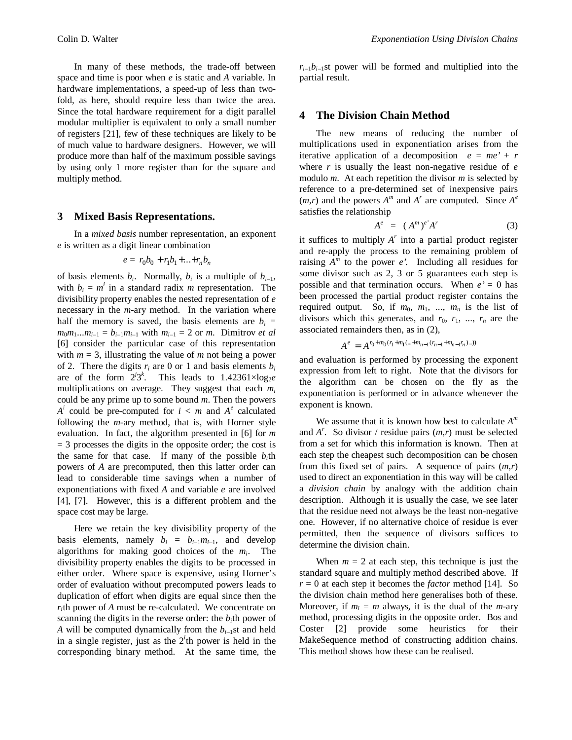In many of these methods, the trade-off between space and time is poor when $e$ is static and $A$ variable. In hardware implementations, a speed-up of less than two-fold, as here, should require less than twice the area. Since the total hardware requirement for a digit parallel modular multiplier is equivalent to only a small number of registers [21], few of these techniques are likely to be of much value to hardware designers. However, we will produce more than half of the maximum possible savings by using only 1 more register than for the square and multiply method.

## 3 Mixed Basis Representations.

In a *mixed basis* number representation, an exponent $e$ is written as a digit linear combination

$$e = r_0 b_0 + r_1 b_1 + \ldots + r_n b_n$$

of basis elements $b_i$. Normally, $b_i$ is a multiple of $b_{i-1}$, with $b_i = m^i$ in a standard radix $m$ representation. The divisibility property enables the nested representation of $e$ necessary in the $m$-ary method. In the variation where half the memory is saved, the basis elements are $b_i = m_0 m_1 \ldots m_{i-1} = b_{i-1} m_{i-1}$ with $m_{i-1} = 2$ or $m$. Dimitrov *et al* [6] consider the particular case of this representation with $m = 3$, illustrating the value of $m$ not being a power of 2. There the digits $r_i$ are 0 or 1 and basis elements $b_i$ are of the form $2^j 3^k$. This leads to $1.42361 \times \log_2 e$ multiplications on average. They suggest that each $m_i$ could be any prime up to some bound $m$. Then the powers $A^i$ could be pre-computed for $i < m$ and $A^e$ calculated following the $m$-ary method, that is, with Horner style evaluation. In fact, the algorithm presented in [6] for $m = 3$ processes the digits in the opposite order; the cost is the same for that case. If many of the possible $b_i$th powers of $A$ are precomputed, then this latter order can lead to considerable time savings when a number of exponentiations with fixed $A$ and variable $e$ are involved [4], [7]. However, this is a different problem and the space cost may be large.

Here we retain the key divisibility property of the basis elements, namely $b_i = b_{i-1} m_{i-1}$, and develop algorithms for making good choices of the $m_i$. The divisibility property enables the digits to be processed in either order. Where space is expensive, using Horner's order of evaluation without precomputed powers leads to duplication of effort when digits are equal since then the $r_i$th power of $A$ must be re-calculated. We concentrate on scanning the digits in the reverse order: the $b_i$th power of $A$ will be computed dynamically from the $b_{i-1}$st and held in a single register, just as the $2^i$th power is held in the corresponding binary method. At the same time, the $r_{i-1} b_{i-1}$st power will be formed and multiplied into the partial result.

## 4 The Division Chain Method

The new means of reducing the number of multiplications used in exponentiation arises from the iterative application of a decomposition $e = me' + r$ where $r$ is usually the least non-negative residue of $e$ modulo $m$. At each repetition the divisor $m$ is selected by reference to a pre-determined set of inexpensive pairs $(m,r)$ and the powers $A^m$ and $A^r$ are computed. Since $A^e$ satisfies the relationship

$$A^e = (A^m)^{e'} A^r \qquad (3)$$

it suffices to multiply $A^r$ into a partial product register and re-apply the process to the remaining problem of raising $A^m$ to the power $e'$. Including all residues for some divisor such as 2, 3 or 5 guarantees each step is possible and that termination occurs. When $e' = 0$ has been processed the partial product register contains the required output. So, if $m_0, m_1, \ldots, m_n$ is the list of divisors which this generates, and $r_0, r_1, \ldots, r_n$ are the associated remainders then, as in (2),

$$A^e = A^{r_0 + m_0(r_1 + m_1(\ldots + m_{n-1}(r_{n-1} + m_{n-1} r_n)\ldots))}$$

and evaluation is performed by processing the exponent expression from left to right. Note that the divisors for the algorithm can be chosen on the fly as the exponentiation is performed or in advance whenever the exponent is known.

We assume that it is known how best to calculate $A^m$ and $A^r$. So divisor / residue pairs $(m,r)$ must be selected from a set for which this information is known. Then at each step the cheapest such decomposition can be chosen from this fixed set of pairs. A sequence of pairs $(m,r)$ used to direct an exponentiation in this way will be called a *division chain* by analogy with the addition chain description. Although it is usually the case, we see later that the residue need not always be the least non-negative one. However, if no alternative choice of residue is ever permitted, then the sequence of divisors suffices to determine the division chain.

When $m = 2$ at each step, this technique is just the standard square and multiply method described above. If $r = 0$ at each step it becomes the *factor* method [14]. So the division chain method here generalises both of these. Moreover, if $m_i = m$ always, it is the dual of the $m$-ary method, processing digits in the opposite order. Bos and Coster [2] provide some heuristics for their MakeSequence method of constructing addition chains. This method shows how these can be realised.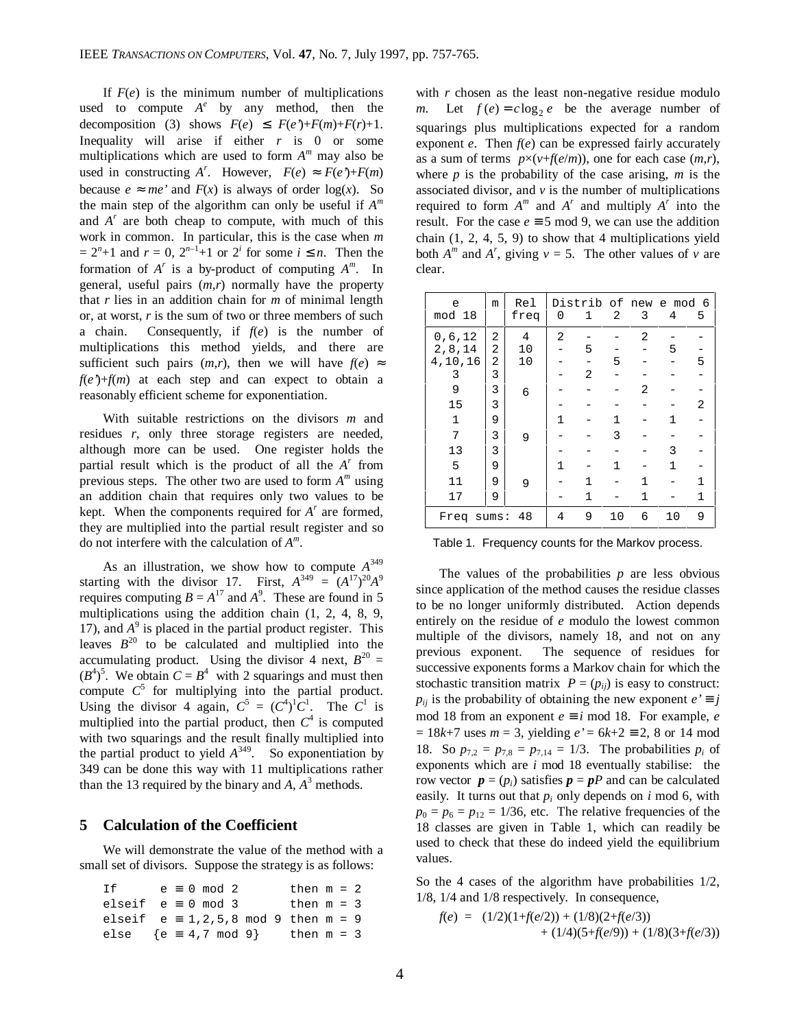If $F(e)$ is the minimum number of multiplications used to compute $A^e$ by any method, then the decomposition (3) shows $F(e) \le F(e')+F(m)+F(r)+1$. Inequality will arise if either $r$ is 0 or some multiplications which are used to form $A^m$ may also be used in constructing $A^r$. However, $F(e) \approx F(e')+F(m)$ because $e \approx me'$ and $F(x)$ is always of order $\log(x)$. So the main step of the algorithm can only be useful if $A^m$ and $A^r$ are both cheap to compute, with much of this work in common. In particular, this is the case when $m = 2^n+1$ and $r = 0$, $2^{n-1}+1$ or $2^i$ for some $i \le n$. Then the formation of $A^r$ is a by-product of computing $A^m$. In general, useful pairs $(m,r)$ normally have the property that $r$ lies in an addition chain for $m$ of minimal length or, at worst, $r$ is the sum of two or three members of such a chain. Consequently, if $f(e)$ is the number of multiplications this method yields, and there are sufficient such pairs $(m,r)$, then we will have $f(e) \approx f(e')+f(m)$ at each step and can expect to obtain a reasonably efficient scheme for exponentiation.

With suitable restrictions on the divisors $m$ and residues $r$, only three storage registers are needed, although more can be used. One register holds the partial result which is the product of all the $A^r$ from previous steps. The other two are used to form $A^m$ using an addition chain that requires only two values to be kept. When the components required for $A^r$ are formed, they are multiplied into the partial result register and so do not interfere with the calculation of $A^m$.

As an illustration, we show how to compute $A^{349}$ starting with the divisor 17. First, $A^{349} = (A^{17})^{20}A^9$ requires computing $B = A^{17}$ and $A^9$. These are found in 5 multiplications using the addition chain (1, 2, 4, 8, 9, 17), and $A^9$ is placed in the partial product register. This leaves $B^{20}$ to be calculated and multiplied into the accumulating product. Using the divisor 4 next, $B^{20} = (B^4)^5$. We obtain $C = B^4$ with 2 squarings and must then compute $C^5$ for multiplying into the partial product. Using the divisor 4 again, $C^5 = (C^4)^1C^1$. The $C^1$ is multiplied into the partial product, then $C^4$ is computed with two squarings and the result finally multiplied into the partial product to yield $A^{349}$. So exponentiation by 349 can be done this way with 11 multiplications rather than the 13 required by the binary and $A$, $A^3$ methods.

## 5 Calculation of the Coefficient

We will demonstrate the value of the method with a small set of divisors. Suppose the strategy is as follows:

```
If      e ≡ 0 mod 2          then m = 2
elseif  e ≡ 0 mod 3          then m = 3
elseif  e ≡ 1,2,5,8 mod 9    then m = 9
else    {e ≡ 4,7 mod 9}      then m = 3
```

with $r$ chosen as the least non-negative residue modulo $m$. Let $f(e) = c\log_2 e$ be the average number of squarings plus multiplications expected for a random exponent $e$. Then $f(e)$ can be expressed fairly accurately as a sum of terms $p\times(v+f(e/m))$, one for each case $(m,r)$, where $p$ is the probability of the case arising, $m$ is the associated divisor, and $v$ is the number of multiplications required to form $A^m$ and $A^r$ and multiply $A^r$ into the result. For the case $e \equiv 5 \bmod 9$, we can use the addition chain (1, 2, 4, 5, 9) to show that 4 multiplications yield both $A^m$ and $A^r$, giving $v = 5$. The other values of $v$ are clear.

| e mod 18 | m | Rel freq | Distrib of new e mod 6: 0 | 1 | 2 | 3 | 4 | 5 |
|---|---|---|---|---|---|---|---|---|
| 0,6,12 | 2 | 4 | 2 | - | - | 2 | - | - |
| 2,8,14 | 2 | 10 | - | 5 | - | - | 5 | - |
| 4,10,16 | 2 | 10 | - | - | 5 | - | - | 5 |
| 3 | 3 | | - | 2 | - | - | - | - |
| 9 | 3 | 6 | - | - | - | 2 | - | - |
| 15 | 3 | | - | - | - | - | - | 2 |
| 1 | 9 | | 1 | - | 1 | - | 1 | - |
| 7 | 3 | 9 | - | - | 3 | - | - | - |
| 13 | 3 | | - | - | - | - | 3 | - |
| 5 | 9 | | 1 | - | 1 | - | 1 | - |
| 11 | 9 | 9 | - | 1 | - | 1 | - | 1 |
| 17 | 9 | | - | 1 | - | 1 | - | 1 |
| Freq sums: 48 | | | 4 | 9 | 10 | 6 | 10 | 9 |

Table 1. Frequency counts for the Markov process.

The values of the probabilities $p$ are less obvious since application of the method causes the residue classes to be no longer uniformly distributed. Action depends entirely on the residue of $e$ modulo the lowest common multiple of the divisors, namely 18, and not on any previous exponent. The sequence of residues for successive exponents forms a Markov chain for which the stochastic transition matrix $P = (p_{ij})$ is easy to construct: $p_{ij}$ is the probability of obtaining the new exponent $e' \equiv j$ mod 18 from an exponent $e \equiv i$ mod 18. For example, $e = 18k+7$ uses $m = 3$, yielding $e' = 6k+2 \equiv 2$, 8 or 14 mod 18. So $p_{7,2} = p_{7,8} = p_{7,14} = 1/3$. The probabilities $p_i$ of exponents which are $i$ mod 18 eventually stabilise: the row vector $\boldsymbol{p} = (p_i)$ satisfies $\boldsymbol{p} = \boldsymbol{p}P$ and can be calculated easily. It turns out that $p_i$ only depends on $i$ mod 6, with $p_0 = p_6 = p_{12} = 1/36$, etc. The relative frequencies of the 18 classes are given in Table 1, which can readily be used to check that these do indeed yield the equilibrium values.

So the 4 cases of the algorithm have probabilities 1/2, 1/8, 1/4 and 1/8 respectively. In consequence,

$$f(e) = (1/2)(1+f(e/2)) + (1/8)(2+f(e/3)) + (1/4)(5+f(e/9)) + (1/8)(3+f(e/3))$$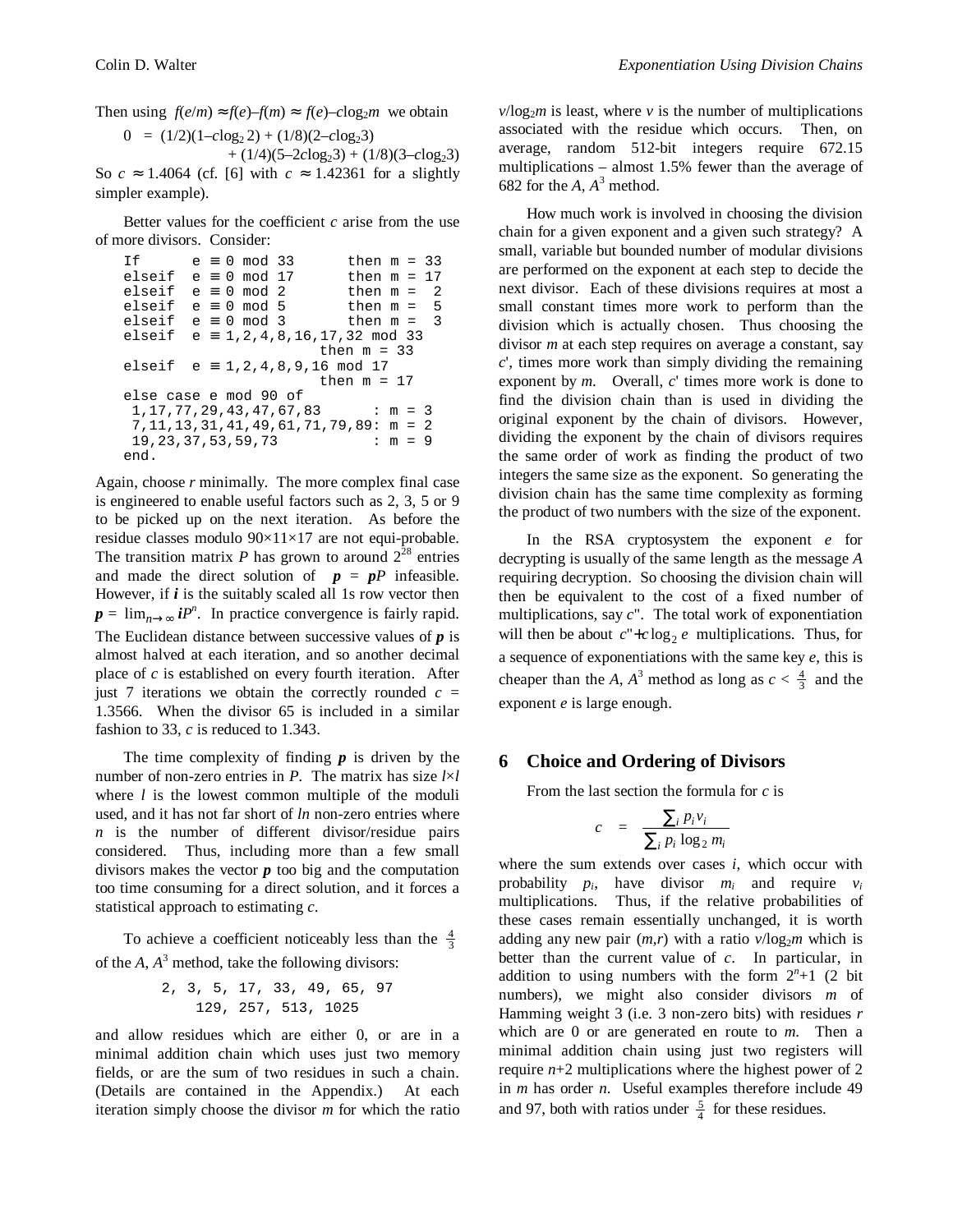Then using $f(e/m) \approx f(e)–f(m) \approx f(e)–c\log_2 m$ we obtain

$$0 \;=\; (1/2)(1–c\log_2 2) + (1/8)(2–c\log_2 3) + (1/4)(5–2c\log_2 3) + (1/8)(3–c\log_2 3)$$

So $c \approx 1.4064$ (cf. [6] with $c \approx 1.42361$ for a slightly simpler example).

Better values for the coefficient $c$ arise from the use of more divisors. Consider:

```
If      e ≡ 0 mod 33        then m = 33
elseif  e ≡ 0 mod 17        then m = 17
elseif  e ≡ 0 mod 2         then m =  2
elseif  e ≡ 0 mod 5         then m =  5
elseif  e ≡ 0 mod 3         then m =  3
elseif  e ≡ 1,2,4,8,16,17,32 mod 33
                         then m = 33
elseif  e ≡ 1,2,4,8,9,16 mod 17
                         then m = 17
else case e mod 90 of
 1,17,77,29,43,47,67,83        : m = 3
 7,11,13,31,41,49,61,71,79,89: m = 2
 19,23,37,53,59,73             : m = 9
end.
```

Again, choose $r$ minimally. The more complex final case is engineered to enable useful factors such as 2, 3, 5 or 9 to be picked up on the next iteration. As before the residue classes modulo 90×11×17 are not equi-probable. The transition matrix $P$ has grown to around $2^{28}$ entries and made the direct solution of $\boldsymbol{p} = \boldsymbol{p}P$ infeasible. However, if $\boldsymbol{i}$ is the suitably scaled all 1s row vector then $\boldsymbol{p} = \lim_{n\to\infty} \boldsymbol{i}P^n$. In practice convergence is fairly rapid. The Euclidean distance between successive values of $\boldsymbol{p}$ is almost halved at each iteration, and so another decimal place of $c$ is established on every fourth iteration. After just 7 iterations we obtain the correctly rounded $c$ = 1.3566. When the divisor 65 is included in a similar fashion to 33, $c$ is reduced to 1.343.

The time complexity of finding $\boldsymbol{p}$ is driven by the number of non-zero entries in $P$. The matrix has size $l \times l$ where $l$ is the lowest common multiple of the moduli used, and it has not far short of $ln$ non-zero entries where $n$ is the number of different divisor/residue pairs considered. Thus, including more than a few small divisors makes the vector $\boldsymbol{p}$ too big and the computation too time consuming for a direct solution, and it forces a statistical approach to estimating $c$.

To achieve a coefficient noticeably less than the $\frac{4}{3}$ of the $A$, $A^3$ method, take the following divisors:

2, 3, 5, 17, 33, 49, 65, 97
129, 257, 513, 1025

and allow residues which are either 0, or are in a minimal addition chain which uses just two memory fields, or are the sum of two residues in such a chain. (Details are contained in the Appendix.) At each iteration simply choose the divisor $m$ for which the ratio $v/\log_2 m$ is least, where $v$ is the number of multiplications associated with the residue which occurs. Then, on average, random 512-bit integers require 672.15 multiplications – almost 1.5% fewer than the average of 682 for the $A$, $A^3$ method.

How much work is involved in choosing the division chain for a given exponent and a given such strategy? A small, variable but bounded number of modular divisions are performed on the exponent at each step to decide the next divisor. Each of these divisions requires at most a small constant times more work to perform than the division which is actually chosen. Thus choosing the divisor $m$ at each step requires on average a constant, say $c'$, times more work than simply dividing the remaining exponent by $m$. Overall, $c'$ times more work is done to find the division chain than is used in dividing the original exponent by the chain of divisors. However, dividing the exponent by the chain of divisors requires the same order of work as finding the product of two integers the same size as the exponent. So generating the division chain has the same time complexity as forming the product of two numbers with the size of the exponent.

In the RSA cryptosystem the exponent $e$ for decrypting is usually of the same length as the message $A$ requiring decryption. So choosing the division chain will then be equivalent to the cost of a fixed number of multiplications, say $c''$. The total work of exponentiation will then be about $c''+c\log_2 e$ multiplications. Thus, for a sequence of exponentiations with the same key $e$, this is cheaper than the $A$, $A^3$ method as long as $c < \frac{4}{3}$ and the exponent $e$ is large enough.

## 6 Choice and Ordering of Divisors

From the last section the formula for $c$ is

$$c \;=\; \frac{\sum_i p_i v_i}{\sum_i p_i \log_2 m_i}$$

where the sum extends over cases $i$, which occur with probability $p_i$, have divisor $m_i$ and require $v_i$ multiplications. Thus, if the relative probabilities of these cases remain essentially unchanged, it is worth adding any new pair $(m,r)$ with a ratio $v/\log_2 m$ which is better than the current value of $c$. In particular, in addition to using numbers with the form $2^n+1$ (2 bit numbers), we might also consider divisors $m$ of Hamming weight 3 (i.e. 3 non-zero bits) with residues $r$ which are 0 or are generated en route to $m$. Then a minimal addition chain using just two registers will require $n+2$ multiplications where the highest power of 2 in $m$ has order $n$. Useful examples therefore include 49 and 97, both with ratios under $\frac{5}{4}$ for these residues.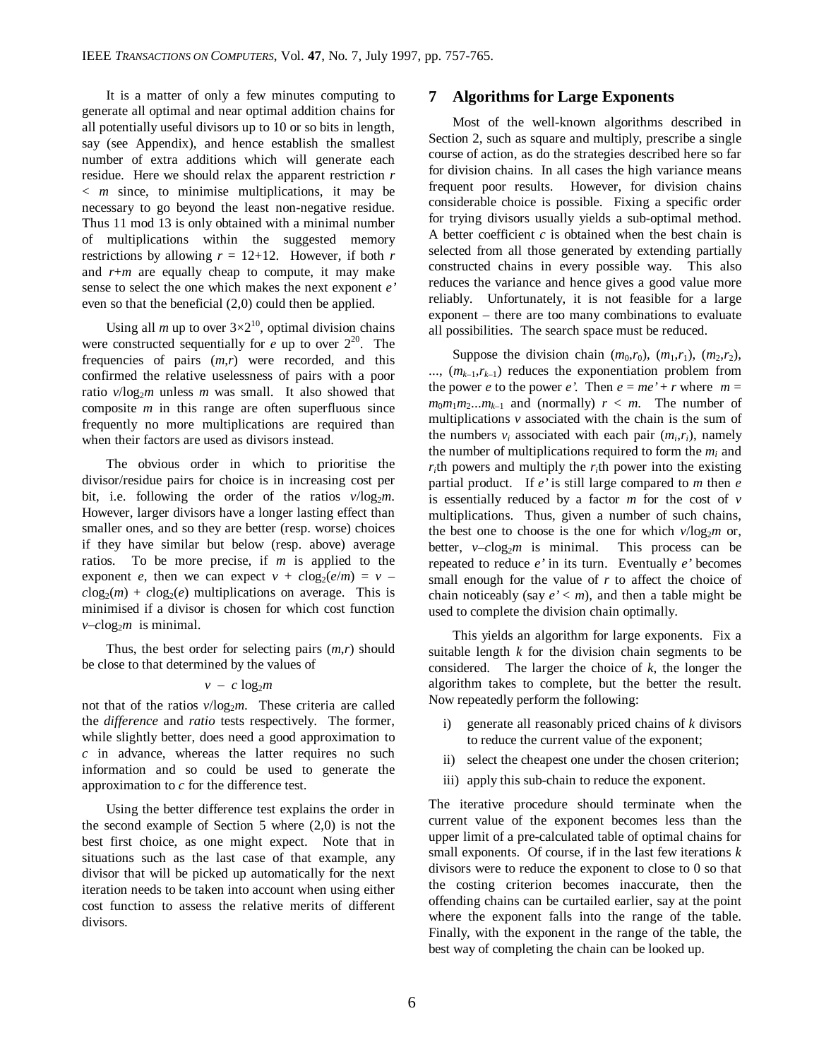It is a matter of only a few minutes computing to generate all optimal and near optimal addition chains for all potentially useful divisors up to 10 or so bits in length, say (see Appendix), and hence establish the smallest number of extra additions which will generate each residue. Here we should relax the apparent restriction $r < m$ since, to minimise multiplications, it may be necessary to go beyond the least non-negative residue. Thus 11 mod 13 is only obtained with a minimal number of multiplications within the suggested memory restrictions by allowing $r$ = 12+12. However, if both $r$ and $r+m$ are equally cheap to compute, it may make sense to select the one which makes the next exponent $e'$ even so that the beneficial (2,0) could then be applied.

Using all $m$ up to over $3\times2^{10}$, optimal division chains were constructed sequentially for $e$ up to over $2^{20}$. The frequencies of pairs $(m,r)$ were recorded, and this confirmed the relative uselessness of pairs with a poor ratio $v/\log_2 m$ unless $m$ was small. It also showed that composite $m$ in this range are often superfluous since frequently no more multiplications are required than when their factors are used as divisors instead.

The obvious order in which to prioritise the divisor/residue pairs for choice is in increasing cost per bit, i.e. following the order of the ratios $v/\log_2 m$. However, larger divisors have a longer lasting effect than smaller ones, and so they are better (resp. worse) choices if they have similar but below (resp. above) average ratios. To be more precise, if $m$ is applied to the exponent $e$, then we can expect $v + c\log_2(e/m) = v - c\log_2(m) + c\log_2(e)$ multiplications on average. This is minimised if a divisor is chosen for which cost function $v - c\log_2 m$ is minimal.

Thus, the best order for selecting pairs $(m,r)$ should be close to that determined by the values of

$$v - c\log_2 m$$

not that of the ratios $v/\log_2 m$. These criteria are called the *difference* and *ratio* tests respectively. The former, while slightly better, does need a good approximation to $c$ in advance, whereas the latter requires no such information and so could be used to generate the approximation to $c$ for the difference test.

Using the better difference test explains the order in the second example of Section 5 where (2,0) is not the best first choice, as one might expect. Note that in situations such as the last case of that example, any divisor that will be picked up automatically for the next iteration needs to be taken into account when using either cost function to assess the relative merits of different divisors.

## 7 Algorithms for Large Exponents

Most of the well-known algorithms described in Section 2, such as square and multiply, prescribe a single course of action, as do the strategies described here so far for division chains. In all cases the high variance means frequent poor results. However, for division chains considerable choice is possible. Fixing a specific order for trying divisors usually yields a sub-optimal method. A better coefficient $c$ is obtained when the best chain is selected from all those generated by extending partially constructed chains in every possible way. This also reduces the variance and hence gives a good value more reliably. Unfortunately, it is not feasible for a large exponent – there are too many combinations to evaluate all possibilities. The search space must be reduced.

Suppose the division chain $(m_0,r_0)$, $(m_1,r_1)$, $(m_2,r_2)$, ..., $(m_{k-1},r_{k-1})$ reduces the exponentiation problem from the power $e$ to the power $e'$. Then $e = me' + r$ where $m = m_0m_1m_2...m_{k-1}$ and (normally) $r < m$. The number of multiplications $v$ associated with the chain is the sum of the numbers $v_i$ associated with each pair $(m_i,r_i)$, namely the number of multiplications required to form the $m_i$ and $r_i$th powers and multiply the $r_i$th power into the existing partial product. If $e'$ is still large compared to $m$ then $e$ is essentially reduced by a factor $m$ for the cost of $v$ multiplications. Thus, given a number of such chains, the best one to choose is the one for which $v/\log_2 m$ or, better, $v - c\log_2 m$ is minimal. This process can be repeated to reduce $e'$ in its turn. Eventually $e'$ becomes small enough for the value of $r$ to affect the choice of chain noticeably (say $e' < m$), and then a table might be used to complete the division chain optimally.

This yields an algorithm for large exponents. Fix a suitable length $k$ for the division chain segments to be considered. The larger the choice of $k$, the longer the algorithm takes to complete, but the better the result. Now repeatedly perform the following:

i) generate all reasonably priced chains of $k$ divisors to reduce the current value of the exponent;
ii) select the cheapest one under the chosen criterion;
iii) apply this sub-chain to reduce the exponent.

The iterative procedure should terminate when the current value of the exponent becomes less than the upper limit of a pre-calculated table of optimal chains for small exponents. Of course, if in the last few iterations $k$ divisors were to reduce the exponent to close to 0 so that the costing criterion becomes inaccurate, then the offending chains can be curtailed earlier, say at the point where the exponent falls into the range of the table. Finally, with the exponent in the range of the table, the best way of completing the chain can be looked up.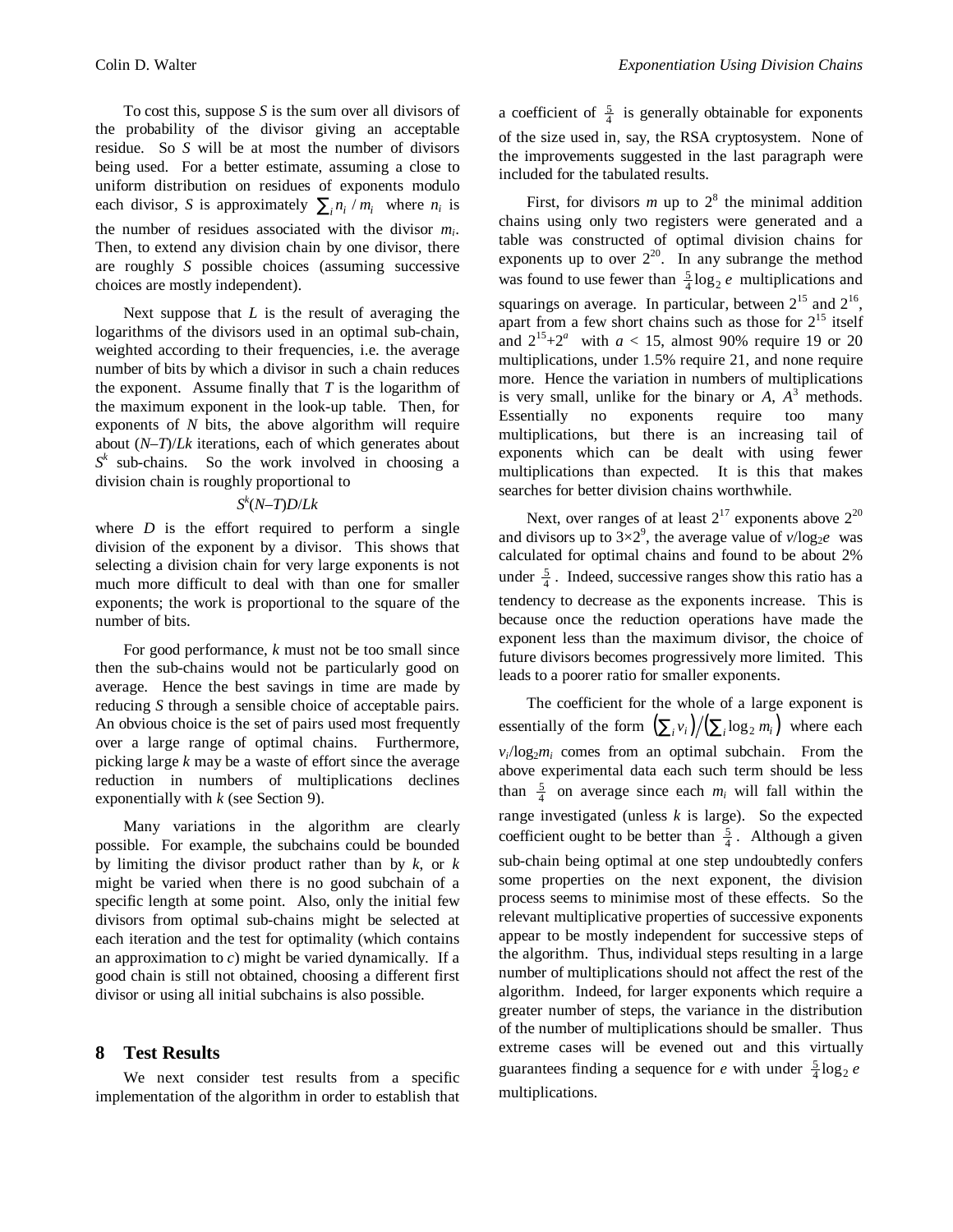To cost this, suppose $S$ is the sum over all divisors of the probability of the divisor giving an acceptable residue. So $S$ will be at most the number of divisors being used. For a better estimate, assuming a close to uniform distribution on residues of exponents modulo each divisor, $S$ is approximately $\sum_i n_i / m_i$ where $n_i$ is the number of residues associated with the divisor $m_i$. Then, to extend any division chain by one divisor, there are roughly $S$ possible choices (assuming successive choices are mostly independent).

Next suppose that $L$ is the result of averaging the logarithms of the divisors used in an optimal sub-chain, weighted according to their frequencies, i.e. the average number of bits by which a divisor in such a chain reduces the exponent. Assume finally that $T$ is the logarithm of the maximum exponent in the look-up table. Then, for exponents of $N$ bits, the above algorithm will require about $(N–T)/Lk$ iterations, each of which generates about $S^k$ sub-chains. So the work involved in choosing a division chain is roughly proportional to

$$S^k(N–T)D/Lk$$

where $D$ is the effort required to perform a single division of the exponent by a divisor. This shows that selecting a division chain for very large exponents is not much more difficult to deal with than one for smaller exponents; the work is proportional to the square of the number of bits.

For good performance, $k$ must not be too small since then the sub-chains would not be particularly good on average. Hence the best savings in time are made by reducing $S$ through a sensible choice of acceptable pairs. An obvious choice is the set of pairs used most frequently over a large range of optimal chains. Furthermore, picking large $k$ may be a waste of effort since the average reduction in numbers of multiplications declines exponentially with $k$ (see Section 9).

Many variations in the algorithm are clearly possible. For example, the subchains could be bounded by limiting the divisor product rather than by $k$, or $k$ might be varied when there is no good subchain of a specific length at some point. Also, only the initial few divisors from optimal sub-chains might be selected at each iteration and the test for optimality (which contains an approximation to $c$) might be varied dynamically. If a good chain is still not obtained, choosing a different first divisor or using all initial subchains is also possible.

## 8 Test Results

We next consider test results from a specific implementation of the algorithm in order to establish that a coefficient of $\frac{5}{4}$ is generally obtainable for exponents of the size used in, say, the RSA cryptosystem. None of the improvements suggested in the last paragraph were included for the tabulated results.

First, for divisors $m$ up to $2^8$ the minimal addition chains using only two registers were generated and a table was constructed of optimal division chains for exponents up to over $2^{20}$. In any subrange the method was found to use fewer than $\frac{5}{4}\log_2 e$ multiplications and squarings on average. In particular, between $2^{15}$ and $2^{16}$, apart from a few short chains such as those for $2^{15}$ itself and $2^{15}+2^a$ with $a < 15$, almost 90% require 19 or 20 multiplications, under 1.5% require 21, and none require more. Hence the variation in numbers of multiplications is very small, unlike for the binary or $A$, $A^3$ methods. Essentially no exponents require too many multiplications, but there is an increasing tail of exponents which can be dealt with using fewer multiplications than expected. It is this that makes searches for better division chains worthwhile.

Next, over ranges of at least $2^{17}$ exponents above $2^{20}$ and divisors up to $3{\times}2^9$, the average value of $v/\log_2 e$ was calculated for optimal chains and found to be about 2% under $\frac{5}{4}$. Indeed, successive ranges show this ratio has a tendency to decrease as the exponents increase. This is because once the reduction operations have made the exponent less than the maximum divisor, the choice of future divisors becomes progressively more limited. This leads to a poorer ratio for smaller exponents.

The coefficient for the whole of a large exponent is essentially of the form $\left(\sum_i v_i\right) / \left(\sum_i \log_2 m_i\right)$ where each $v_i/\log_2 m_i$ comes from an optimal subchain. From the above experimental data each such term should be less than $\frac{5}{4}$ on average since each $m_i$ will fall within the range investigated (unless $k$ is large). So the expected coefficient ought to be better than $\frac{5}{4}$. Although a given sub-chain being optimal at one step undoubtedly confers some properties on the next exponent, the division process seems to minimise most of these effects. So the relevant multiplicative properties of successive exponents appear to be mostly independent for successive steps of the algorithm. Thus, individual steps resulting in a large number of multiplications should not affect the rest of the algorithm. Indeed, for larger exponents which require a greater number of steps, the variance in the distribution of the number of multiplications should be smaller. Thus extreme cases will be evened out and this virtually guarantees finding a sequence for $e$ with under $\frac{5}{4}\log_2 e$ multiplications.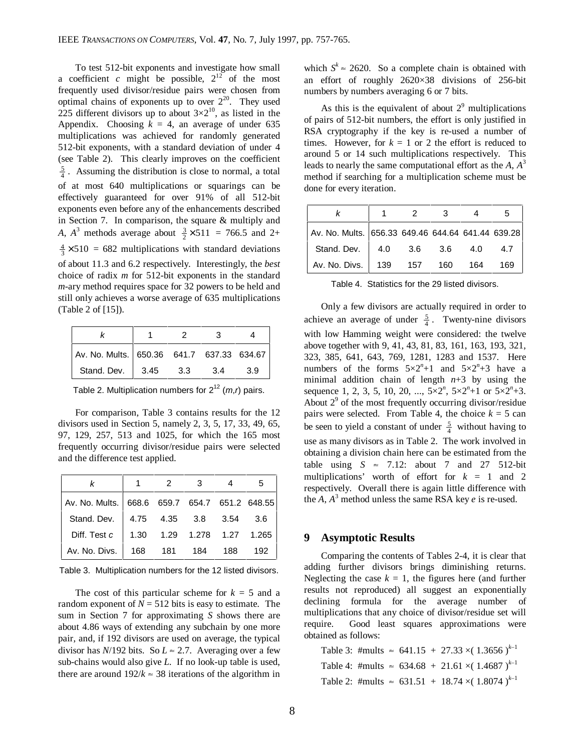To test 512-bit exponents and investigate how small a coefficient $c$ might be possible, $2^{12}$ of the most frequently used divisor/residue pairs were chosen from optimal chains of exponents up to over $2^{20}$. They used 225 different divisors up to about $3\times2^{10}$, as listed in the Appendix. Choosing $k = 4$, an average of under 635 multiplications was achieved for randomly generated 512-bit exponents, with a standard deviation of under 4 (see Table 2). This clearly improves on the coefficient $\frac{5}{4}$. Assuming the distribution is close to normal, a total of at most 640 multiplications or squarings can be effectively guaranteed for over 91% of all 512-bit exponents even before any of the enhancements described in Section 7. In comparison, the square & multiply and $A$, $A^3$ methods average about $\frac{3}{2}\times511 = 766.5$ and $2+\frac{4}{3}\times510 = 682$ multiplications with standard deviations of about 11.3 and 6.2 respectively. Interestingly, the *best* choice of radix $m$ for 512-bit exponents in the standard $m$-ary method requires space for 32 powers to be held and still only achieves a worse average of 635 multiplications (Table 2 of [15]).

| $k$ | 1 | 2 | 3 | 4 |
|---|---|---|---|---|
| Av. No. Mults. | 650.36 | 641.7 | 637.33 | 634.67 |
| Stand. Dev. | 3.45 | 3.3 | 3.4 | 3.9 |

Table 2. Multiplication numbers for $2^{12}$ $(m,r)$ pairs.

For comparison, Table 3 contains results for the 12 divisors used in Section 5, namely 2, 3, 5, 17, 33, 49, 65, 97, 129, 257, 513 and 1025, for which the 165 most frequently occurring divisor/residue pairs were selected and the difference test applied.

| $k$ | 1 | 2 | 3 | 4 | 5 |
|---|---|---|---|---|---|
| Av. No. Mults. | 668.6 | 659.7 | 654.7 | 651.2 | 648.55 |
| Stand. Dev. | 4.75 | 4.35 | 3.8 | 3.54 | 3.6 |
| Diff. Test $c$ | 1.30 | 1.29 | 1.278 | 1.27 | 1.265 |
| Av. No. Divs. | 168 | 181 | 184 | 188 | 192 |

Table 3. Multiplication numbers for the 12 listed divisors.

The cost of this particular scheme for $k = 5$ and a random exponent of $N = 512$ bits is easy to estimate. The sum in Section 7 for approximating $S$ shows there are about 4.86 ways of extending any subchain by one more pair, and, if 192 divisors are used on average, the typical divisor has $N$/192 bits. So $L \approx 2.7$. Averaging over a few sub-chains would also give $L$. If no look-up table is used, there are around $192/k \approx 38$ iterations of the algorithm in which $S^k \approx 2620$. So a complete chain is obtained with an effort of roughly $2620\times38$ divisions of 256-bit numbers by numbers averaging 6 or 7 bits.

As this is the equivalent of about $2^9$ multiplications of pairs of 512-bit numbers, the effort is only justified in RSA cryptography if the key is re-used a number of times. However, for $k = 1$ or 2 the effort is reduced to around 5 or 14 such multiplications respectively. This leads to nearly the same computational effort as the $A$, $A^3$ method if searching for a multiplication scheme must be done for every iteration.

| $k$ | 1 | 2 | 3 | 4 | 5 |
|---|---|---|---|---|---|
| Av. No. Mults. | 656.33 | 649.46 | 644.64 | 641.44 | 639.28 |
| Stand. Dev. | 4.0 | 3.6 | 3.6 | 4.0 | 4.7 |
| Av. No. Divs. | 139 | 157 | 160 | 164 | 169 |

Table 4. Statistics for the 29 listed divisors.

Only a few divisors are actually required in order to achieve an average of under $\frac{5}{4}$. Twenty-nine divisors with low Hamming weight were considered: the twelve above together with 9, 41, 43, 81, 83, 161, 163, 193, 321, 323, 385, 641, 643, 769, 1281, 1283 and 1537. Here numbers of the forms $5\times2^n+1$ and $5\times2^n+3$ have a minimal addition chain of length $n+3$ by using the sequence 1, 2, 3, 5, 10, 20, ..., $5\times2^n$, $5\times2^n+1$ or $5\times2^n+3$. About $2^9$ of the most frequently occurring divisor/residue pairs were selected. From Table 4, the choice $k = 5$ can be seen to yield a constant of under $\frac{5}{4}$ without having to use as many divisors as in Table 2. The work involved in obtaining a division chain here can be estimated from the table using $S \approx 7.12$: about 7 and 27 512-bit multiplications' worth of effort for $k = 1$ and 2 respectively. Overall there is again little difference with the $A$, $A^3$ method unless the same RSA key $e$ is re-used.

## 9 Asymptotic Results

Comparing the contents of Tables 2-4, it is clear that adding further divisors brings diminishing returns. Neglecting the case $k = 1$, the figures here (and further results not reproduced) all suggest an exponentially declining formula for the average number of multiplications that any choice of divisor/residue set will require. Good least squares approximations were obtained as follows:

Table 3: #mults $\approx 641.15 + 27.33\times(1.3656)^{k-1}$

Table 4: #mults $\approx 634.68 + 21.61\times(1.4687)^{k-1}$

Table 2: #mults $\approx 631.51 + 18.74\times(1.8074)^{k-1}$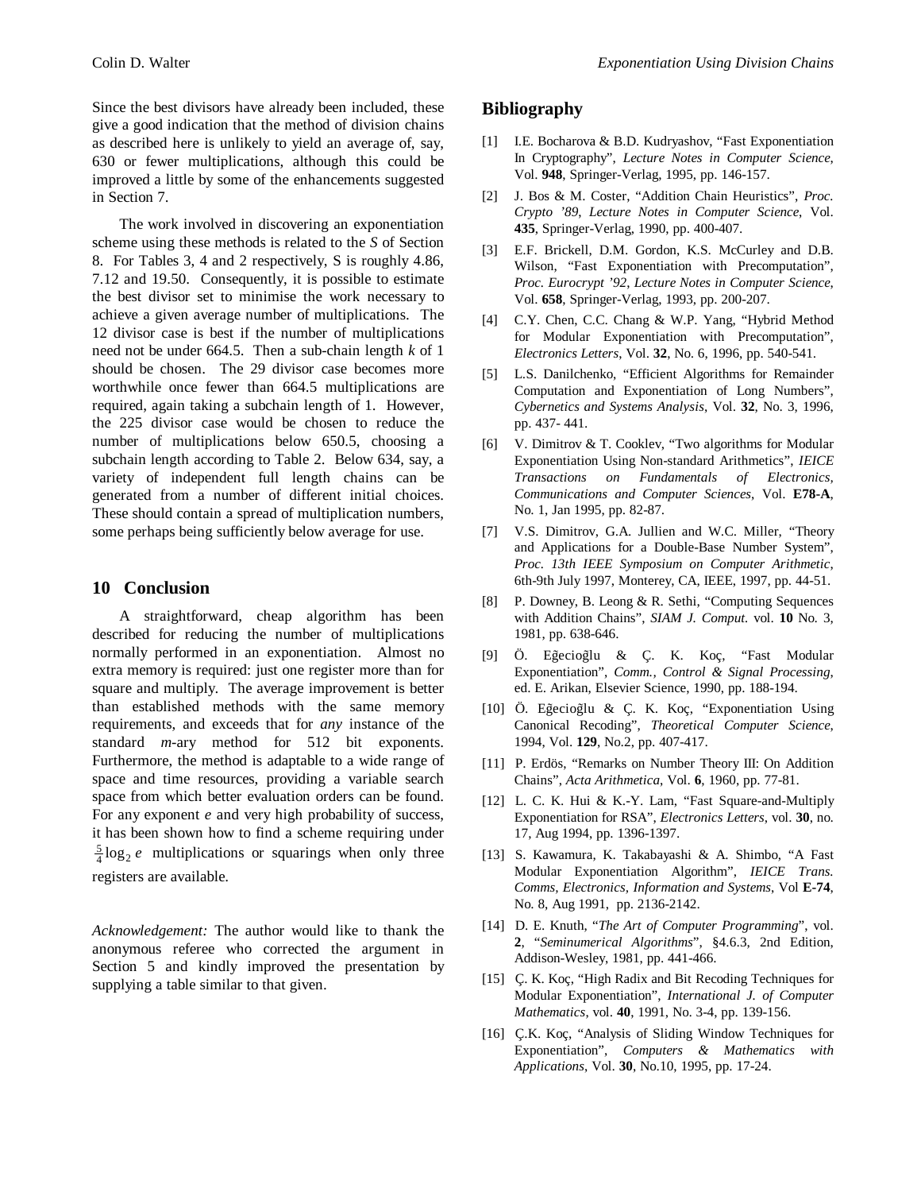Since the best divisors have already been included, these give a good indication that the method of division chains as described here is unlikely to yield an average of, say, 630 or fewer multiplications, although this could be improved a little by some of the enhancements suggested in Section 7.

The work involved in discovering an exponentiation scheme using these methods is related to the *S* of Section 8. For Tables 3, 4 and 2 respectively, S is roughly 4.86, 7.12 and 19.50. Consequently, it is possible to estimate the best divisor set to minimise the work necessary to achieve a given average number of multiplications. The 12 divisor case is best if the number of multiplications need not be under 664.5. Then a sub-chain length *k* of 1 should be chosen. The 29 divisor case becomes more worthwhile once fewer than 664.5 multiplications are required, again taking a subchain length of 1. However, the 225 divisor case would be chosen to reduce the number of multiplications below 650.5, choosing a subchain length according to Table 2. Below 634, say, a variety of independent full length chains can be generated from a number of different initial choices. These should contain a spread of multiplication numbers, some perhaps being sufficiently below average for use.

## 10 Conclusion

A straightforward, cheap algorithm has been described for reducing the number of multiplications normally performed in an exponentiation. Almost no extra memory is required: just one register more than for square and multiply. The average improvement is better than established methods with the same memory requirements, and exceeds that for *any* instance of the standard *m*-ary method for 512 bit exponents. Furthermore, the method is adaptable to a wide range of space and time resources, providing a variable search space from which better evaluation orders can be found. For any exponent *e* and very high probability of success, it has been shown how to find a scheme requiring under $\frac{5}{4}\log_2 e$ multiplications or squarings when only three registers are available.

*Acknowledgement:* The author would like to thank the anonymous referee who corrected the argument in Section 5 and kindly improved the presentation by supplying a table similar to that given.

## Bibliography

[1] I.E. Bocharova & B.D. Kudryashov, "Fast Exponentiation In Cryptography", *Lecture Notes in Computer Science*, Vol. **948**, Springer-Verlag, 1995, pp. 146-157.

[2] J. Bos & M. Coster, "Addition Chain Heuristics", *Proc. Crypto '89, Lecture Notes in Computer Science*, Vol. **435**, Springer-Verlag, 1990, pp. 400-407.

[3] E.F. Brickell, D.M. Gordon, K.S. McCurley and D.B. Wilson, "Fast Exponentiation with Precomputation", *Proc. Eurocrypt '92, Lecture Notes in Computer Science*, Vol. **658**, Springer-Verlag, 1993, pp. 200-207.

[4] C.Y. Chen, C.C. Chang & W.P. Yang, "Hybrid Method for Modular Exponentiation with Precomputation", *Electronics Letters*, Vol. **32**, No. 6, 1996, pp. 540-541.

[5] L.S. Danilchenko, "Efficient Algorithms for Remainder Computation and Exponentiation of Long Numbers", *Cybernetics and Systems Analysis*, Vol. **32**, No. 3, 1996, pp. 437- 441.

[6] V. Dimitrov & T. Cooklev, "Two algorithms for Modular Exponentiation Using Non-standard Arithmetics", *IEICE Transactions on Fundamentals of Electronics, Communications and Computer Sciences*, Vol. **E78-A**, No. 1, Jan 1995, pp. 82-87.

[7] V.S. Dimitrov, G.A. Jullien and W.C. Miller, "Theory and Applications for a Double-Base Number System", *Proc. 13th IEEE Symposium on Computer Arithmetic*, 6th-9th July 1997, Monterey, CA, IEEE, 1997, pp. 44-51.

[8] P. Downey, B. Leong & R. Sethi, "Computing Sequences with Addition Chains", *SIAM J. Comput.* vol. **10** No. 3, 1981, pp. 638-646.

[9] Ö. Eğecioğlu & Ç. K. Koç, "Fast Modular Exponentiation", *Comm., Control & Signal Processing*, ed. E. Arikan, Elsevier Science, 1990, pp. 188-194.

[10] Ö. Eğecioğlu & Ç. K. Koç, "Exponentiation Using Canonical Recoding", *Theoretical Computer Science*, 1994, Vol. **129**, No.2, pp. 407-417.

[11] P. Erdös, "Remarks on Number Theory III: On Addition Chains", *Acta Arithmetica*, Vol. **6**, 1960, pp. 77-81.

[12] L. C. K. Hui & K.-Y. Lam, "Fast Square-and-Multiply Exponentiation for RSA", *Electronics Letters*, vol. **30**, no. 17, Aug 1994, pp. 1396-1397.

[13] S. Kawamura, K. Takabayashi & A. Shimbo, "A Fast Modular Exponentiation Algorithm", *IEICE Trans. Comms, Electronics, Information and Systems*, Vol **E-74**, No. 8, Aug 1991, pp. 2136-2142.

[14] D. E. Knuth, "*The Art of Computer Programming*", vol. **2**, "*Seminumerical Algorithms*", §4.6.3, 2nd Edition, Addison-Wesley, 1981, pp. 441-466.

[15] Ç. K. Koç, "High Radix and Bit Recoding Techniques for Modular Exponentiation", *International J. of Computer Mathematics*, vol. **40**, 1991, No. 3-4, pp. 139-156.

[16] Ç.K. Koç, "Analysis of Sliding Window Techniques for Exponentiation", *Computers & Mathematics with Applications*, Vol. **30**, No.10, 1995, pp. 17-24.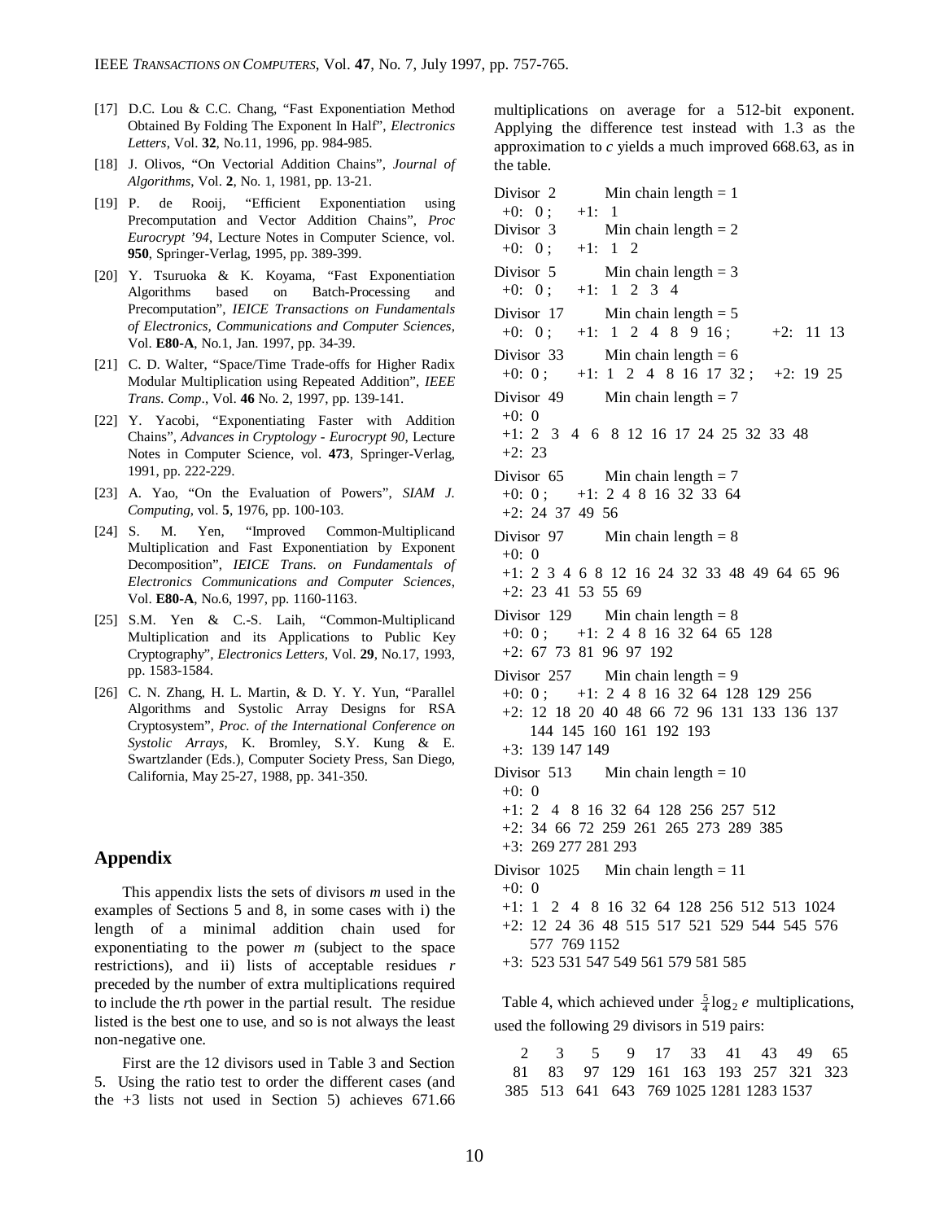[17] D.C. Lou & C.C. Chang, "Fast Exponentiation Method Obtained By Folding The Exponent In Half", *Electronics Letters*, Vol. **32**, No.11, 1996, pp. 984-985.

[18] J. Olivos, "On Vectorial Addition Chains", *Journal of Algorithms*, Vol. **2**, No. 1, 1981, pp. 13-21.

[19] P. de Rooij, "Efficient Exponentiation using Precomputation and Vector Addition Chains", *Proc Eurocrypt '94*, Lecture Notes in Computer Science, vol. **950**, Springer-Verlag, 1995, pp. 389-399.

[20] Y. Tsuruoka & K. Koyama, "Fast Exponentiation Algorithms based on Batch-Processing and Precomputation", *IEICE Transactions on Fundamentals of Electronics, Communications and Computer Sciences*, Vol. **E80-A**, No.1, Jan. 1997, pp. 34-39.

[21] C. D. Walter, "Space/Time Trade-offs for Higher Radix Modular Multiplication using Repeated Addition", *IEEE Trans. Comp*., Vol. **46** No. 2, 1997, pp. 139-141.

[22] Y. Yacobi, "Exponentiating Faster with Addition Chains", *Advances in Cryptology - Eurocrypt 90*, Lecture Notes in Computer Science, vol. **473**, Springer-Verlag, 1991, pp. 222-229.

[23] A. Yao, "On the Evaluation of Powers", *SIAM J. Computing*, vol. **5**, 1976, pp. 100-103.

[24] S. M. Yen, "Improved Common-Multiplicand Multiplication and Fast Exponentiation by Exponent Decomposition", *IEICE Trans. on Fundamentals of Electronics Communications and Computer Sciences*, Vol. **E80-A**, No.6, 1997, pp. 1160-1163.

[25] S.M. Yen & C.-S. Laih, "Common-Multiplicand Multiplication and its Applications to Public Key Cryptography", *Electronics Letters*, Vol. **29**, No.17, 1993, pp. 1583-1584.

[26] C. N. Zhang, H. L. Martin, & D. Y. Y. Yun, "Parallel Algorithms and Systolic Array Designs for RSA Cryptosystem", *Proc. of the International Conference on Systolic Arrays*, K. Bromley, S.Y. Kung & E. Swartzlander (Eds.), Computer Society Press, San Diego, California, May 25-27, 1988, pp. 341-350.

## Appendix

This appendix lists the sets of divisors $m$ used in the examples of Sections 5 and 8, in some cases with i) the length of a minimal addition chain used for exponentiating to the power $m$ (subject to the space restrictions), and ii) lists of acceptable residues $r$ preceded by the number of extra multiplications required to include the $r$th power in the partial result. The residue listed is the best one to use, and so is not always the least non-negative one.

First are the 12 divisors used in Table 3 and Section 5. Using the ratio test to order the different cases (and the +3 lists not used in Section 5) achieves 671.66 multiplications on average for a 512-bit exponent. Applying the difference test instead with 1.3 as the approximation to $c$ yields a much improved 668.63, as in the table.

Divisor 2 Min chain length = 1
+0: 0 ; +1: 1

Divisor 3 Min chain length = 2
+0: 0 ; +1: 1 2

Divisor 5 Min chain length = 3
+0: 0 ; +1: 1 2 3 4

Divisor 17 Min chain length = 5
+0: 0 ; +1: 1 2 4 8 9 16 ; +2: 11 13

Divisor 33 Min chain length = 6
+0: 0 ; +1: 1 2 4 8 16 17 32 ; +2: 19 25

Divisor 49 Min chain length = 7
+0: 0
+1: 2 3 4 6 8 12 16 17 24 25 32 33 48
+2: 23

Divisor 65 Min chain length = 7
+0: 0 ; +1: 2 4 8 16 32 33 64
+2: 24 37 49 56

Divisor 97 Min chain length = 8
+0: 0
+1: 2 3 4 6 8 12 16 24 32 33 48 49 64 65 96
+2: 23 41 53 55 69

Divisor 129 Min chain length = 8
+0: 0 ; +1: 2 4 8 16 32 64 65 128
+2: 67 73 81 96 97 192

Divisor 257 Min chain length = 9
+0: 0 ; +1: 2 4 8 16 32 64 128 129 256
+2: 12 18 20 40 48 66 72 96 131 133 136 137 144 145 160 161 192 193
+3: 139 147 149

Divisor 513 Min chain length = 10
+0: 0
+1: 2 4 8 16 32 64 128 256 257 512
+2: 34 66 72 259 261 265 273 289 385
+3: 269 277 281 293

Divisor 1025 Min chain length = 11
+0: 0
+1: 1 2 4 8 16 32 64 128 256 512 513 1024
+2: 12 24 36 48 515 517 521 529 544 545 576 577 769 1152
+3: 523 531 547 549 561 579 581 585

Table 4, which achieved under $\frac{5}{4}\log_2 e$ multiplications, used the following 29 divisors in 519 pairs:

2 3 5 9 17 33 41 43 49 65
81 83 97 129 161 163 193 257 321 323
385 513 641 643 769 1025 1281 1283 1537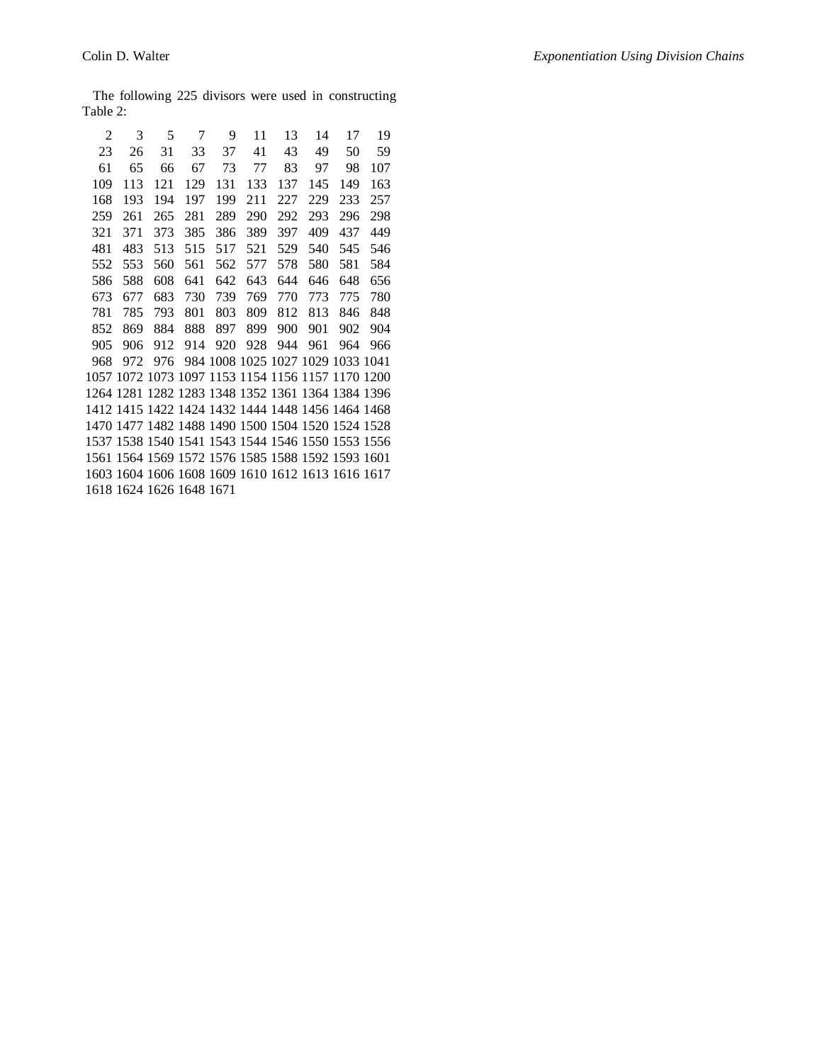The following 225 divisors were used in constructing Table 2:

| | | | | | | | | | |
|---|---|---|---|---|---|---|---|---|---|
| 2 | 3 | 5 | 7 | 9 | 11 | 13 | 14 | 17 | 19 |
| 23 | 26 | 31 | 33 | 37 | 41 | 43 | 49 | 50 | 59 |
| 61 | 65 | 66 | 67 | 73 | 77 | 83 | 97 | 98 | 107 |
| 109 | 113 | 121 | 129 | 131 | 133 | 137 | 145 | 149 | 163 |
| 168 | 193 | 194 | 197 | 199 | 211 | 227 | 229 | 233 | 257 |
| 259 | 261 | 265 | 281 | 289 | 290 | 292 | 293 | 296 | 298 |
| 321 | 371 | 373 | 385 | 386 | 389 | 397 | 409 | 437 | 449 |
| 481 | 483 | 513 | 515 | 517 | 521 | 529 | 540 | 545 | 546 |
| 552 | 553 | 560 | 561 | 562 | 577 | 578 | 580 | 581 | 584 |
| 586 | 588 | 608 | 641 | 642 | 643 | 644 | 646 | 648 | 656 |
| 673 | 677 | 683 | 730 | 739 | 769 | 770 | 773 | 775 | 780 |
| 781 | 785 | 793 | 801 | 803 | 809 | 812 | 813 | 846 | 848 |
| 852 | 869 | 884 | 888 | 897 | 899 | 900 | 901 | 902 | 904 |
| 905 | 906 | 912 | 914 | 920 | 928 | 944 | 961 | 964 | 966 |
| 968 | 972 | 976 | 984 | 1008 | 1025 | 1027 | 1029 | 1033 | 1041 |
| 1057 | 1072 | 1073 | 1097 | 1153 | 1154 | 1156 | 1157 | 1170 | 1200 |
| 1264 | 1281 | 1282 | 1283 | 1348 | 1352 | 1361 | 1364 | 1384 | 1396 |
| 1412 | 1415 | 1422 | 1424 | 1432 | 1444 | 1448 | 1456 | 1464 | 1468 |
| 1470 | 1477 | 1482 | 1488 | 1490 | 1500 | 1504 | 1520 | 1524 | 1528 |
| 1537 | 1538 | 1540 | 1541 | 1543 | 1544 | 1546 | 1550 | 1553 | 1556 |
| 1561 | 1564 | 1569 | 1572 | 1576 | 1585 | 1588 | 1592 | 1593 | 1601 |
| 1603 | 1604 | 1606 | 1608 | 1609 | 1610 | 1612 | 1613 | 1616 | 1617 |
| 1618 | 1624 | 1626 | 1648 | 1671 | | | | | |